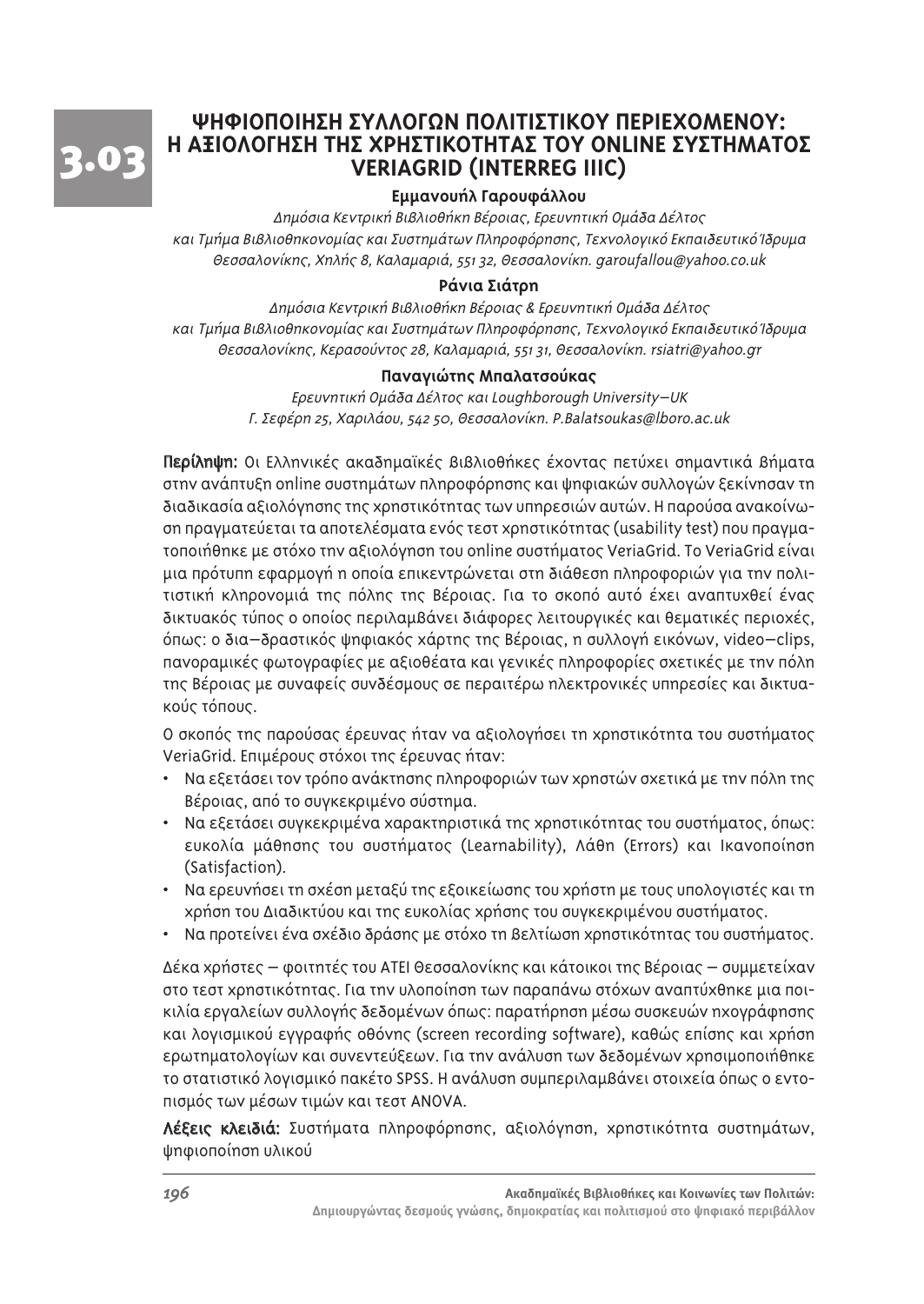# 3.03 ΨΗΦΙΟΠΟΙΗΣΗ ΣΥΛΛΟΓΩΝ ΠΟΛΙΤΙΣΤΙΚΟΥ ΠΕΡΙΕΧΟΜΕΝΟΥ: Η ΑΞΙΟΛΟΓΗΣΗ ΤΗΣ ΧΡΗΣΤΙΚΟΤΗΤΑΣ ΤΟΥ ONLINE ΣΥΣΤΗΜΑΤΟΣ VERIAGRID (INTERREG IIIC)

**Εμμανουήλ Γαρουφάλλου**

*Δημόσια Κεντρική Βιβλιοθήκη Βέροιας, Ερευνητική Ομάδα Δέλτος και Τμήμα Βιβλιοθηκονομίας και Συστημάτων Πληροφόρησης, Τεχνολογικό Εκπαιδευτικό Ίδρυμα Θεσσαλονίκης, Χηλής 8, Καλαμαριά, 551 32, Θεσσαλονίκη. garoufallou@yahoo.co.uk*

**Ράνια Σιάτρη**

*Δημόσια Κεντρική Βιβλιοθήκη Βέροιας & Ερευνητική Ομάδα Δέλτος και Τμήμα Βιβλιοθηκονομίας και Συστημάτων Πληροφόρησης, Τεχνολογικό Εκπαιδευτικό Ίδρυμα Θεσσαλονίκης, Κερασούντος 28, Καλαμαριά, 551 31, Θεσσαλονίκη. rsiatri@yahoo.gr*

**Παναγιώτης Μπαλατσούκας**

*Ερευνητική Ομάδα Δέλτος και Loughborough University–UK Γ. Σεφέρη 25, Χαριλάου, 542 50, Θεσσαλονίκη. P.Balatsoukas@lboro.ac.uk*

**Περίληψη:** Οι Ελληνικές ακαδημαϊκές βιβλιοθήκες έχοντας πετύχει σημαντικά βήματα στην ανάπτυξη online συστημάτων πληροφόρησης και ψηφιακών συλλογών ξεκίνησαν τη διαδικασία αξιολόγησης της χρηστικότητας των υπηρεσιών αυτών. Η παρούσα ανακοίνωση πραγματεύεται τα αποτελέσματα ενός τεστ χρηστικότητας (usability test) που πραγματοποιήθηκε με στόχο την αξιολόγηση του online συστήματος VeriaGrid. Το VeriaGrid είναι μια πρότυπη εφαρμογή η οποία επικεντρώνεται στη διάθεση πληροφοριών για την πολιτιστική κληρονομιά της πόλης της Βέροιας. Για το σκοπό αυτό έχει αναπτυχθεί ένας δικτυακός τύπος ο οποίος περιλαμβάνει διάφορες λειτουργικές και θεματικές περιοχές, όπως: ο δια–δραστικός ψηφιακός χάρτης της Βέροιας, η συλλογή εικόνων, video–clips, πανοραμικές φωτογραφίες με αξιοθέατα και γενικές πληροφορίες σχετικές με την πόλη της Βέροιας με συναφείς συνδέσμους σε περαιτέρω ηλεκτρονικές υπηρεσίες και δικτυακούς τόπους.

Ο σκοπός της παρούσας έρευνας ήταν να αξιολογήσει τη χρηστικότητα του συστήματος VeriaGrid. Επιμέρους στόχοι της έρευνας ήταν:

- Να εξετάσει τον τρόπο ανάκτησης πληροφοριών των χρηστών σχετικά με την πόλη της Βέροιας, από το συγκεκριμένο σύστημα.
- Να εξετάσει συγκεκριμένα χαρακτηριστικά της χρηστικότητας του συστήματος, όπως: ευκολία μάθησης του συστήματος (Learnability), Λάθη (Errors) και Ικανοποίηση (Satisfaction).
- Να ερευνήσει τη σχέση μεταξύ της εξοικείωσης του χρήστη με τους υπολογιστές και τη χρήση του Διαδικτύου και της ευκολίας χρήσης του συγκεκριμένου συστήματος.
- Να προτείνει ένα σχέδιο δράσης με στόχο τη βελτίωση χρηστικότητας του συστήματος.

Δέκα χρήστες – φοιτητές του ΑΤΕΙ Θεσσαλονίκης και κάτοικοι της Βέροιας – συμμετείχαν στο τεστ χρηστικότητας. Για την υλοποίηση των παραπάνω στόχων αναπτύχθηκε μια ποικιλία εργαλείων συλλογής δεδομένων όπως: παρατήρηση μέσω συσκευών ηχογράφησης και λογισμικού εγγραφής οθόνης (screen recording software), καθώς επίσης και χρήση ερωτηματολογίων και συνεντεύξεων. Για την ανάλυση των δεδομένων χρησιμοποιήθηκε το στατιστικό λογισμικό πακέτο SPSS. Η ανάλυση συμπεριλαμβάνει στοιχεία όπως ο εντοπισμός των μέσων τιμών και τεστ ANOVA.

**Λέξεις κλειδιά:** Συστήματα πληροφόρησης, αξιολόγηση, χρηστικότητα συστημάτων, ψηφιοποίηση υλικού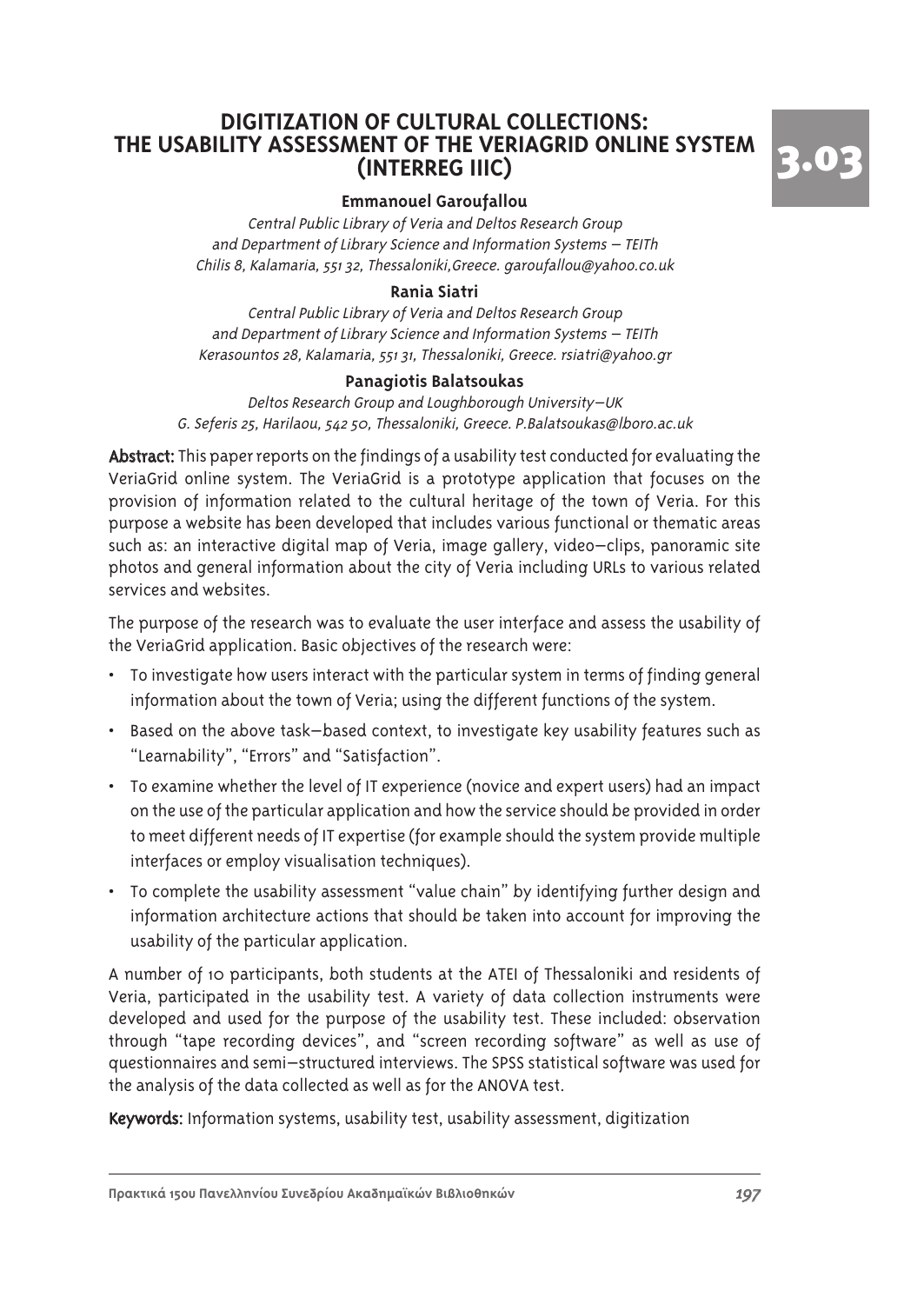# DIGITIZATION OF CULTURAL COLLECTIONS: THE USABILITY ASSESSMENT OF THE VERIAGRID ONLINE SYSTEM (INTERREG IIIC)

**3.03**

**Emmanouel Garoufallou**

*Central Public Library of Veria and Deltos Research Group and Department of Library Science and Information Systems – TEITh*
*Chilis 8, Kalamaria, 551 32, Thessaloniki,Greece. garoufallou@yahoo.co.uk*

**Rania Siatri**

*Central Public Library of Veria and Deltos Research Group and Department of Library Science and Information Systems – TEITh*
*Kerasountos 28, Kalamaria, 551 31, Thessaloniki, Greece. rsiatri@yahoo.gr*

**Panagiotis Balatsoukas**

*Deltos Research Group and Loughborough University–UK*
*G. Seferis 25, Harilaou, 542 50, Thessaloniki, Greece. P.Balatsoukas@lboro.ac.uk*

**Abstract:** This paper reports on the findings of a usability test conducted for evaluating the VeriaGrid online system. The VeriaGrid is a prototype application that focuses on the provision of information related to the cultural heritage of the town of Veria. For this purpose a website has been developed that includes various functional or thematic areas such as: an interactive digital map of Veria, image gallery, video–clips, panoramic site photos and general information about the city of Veria including URLs to various related services and websites.

The purpose of the research was to evaluate the user interface and assess the usability of the VeriaGrid application. Basic objectives of the research were:

- To investigate how users interact with the particular system in terms of finding general information about the town of Veria; using the different functions of the system.
- Based on the above task–based context, to investigate key usability features such as "Learnability", "Errors" and "Satisfaction".
- To examine whether the level of IT experience (novice and expert users) had an impact on the use of the particular application and how the service should be provided in order to meet different needs of IT expertise (for example should the system provide multiple interfaces or employ visualisation techniques).
- To complete the usability assessment "value chain" by identifying further design and information architecture actions that should be taken into account for improving the usability of the particular application.

A number of 10 participants, both students at the ATEI of Thessaloniki and residents of Veria, participated in the usability test. A variety of data collection instruments were developed and used for the purpose of the usability test. These included: observation through "tape recording devices", and "screen recording software" as well as use of questionnaires and semi–structured interviews. The SPSS statistical software was used for the analysis of the data collected as well as for the ANOVA test.

**Keywords:** Information systems, usability test, usability assessment, digitization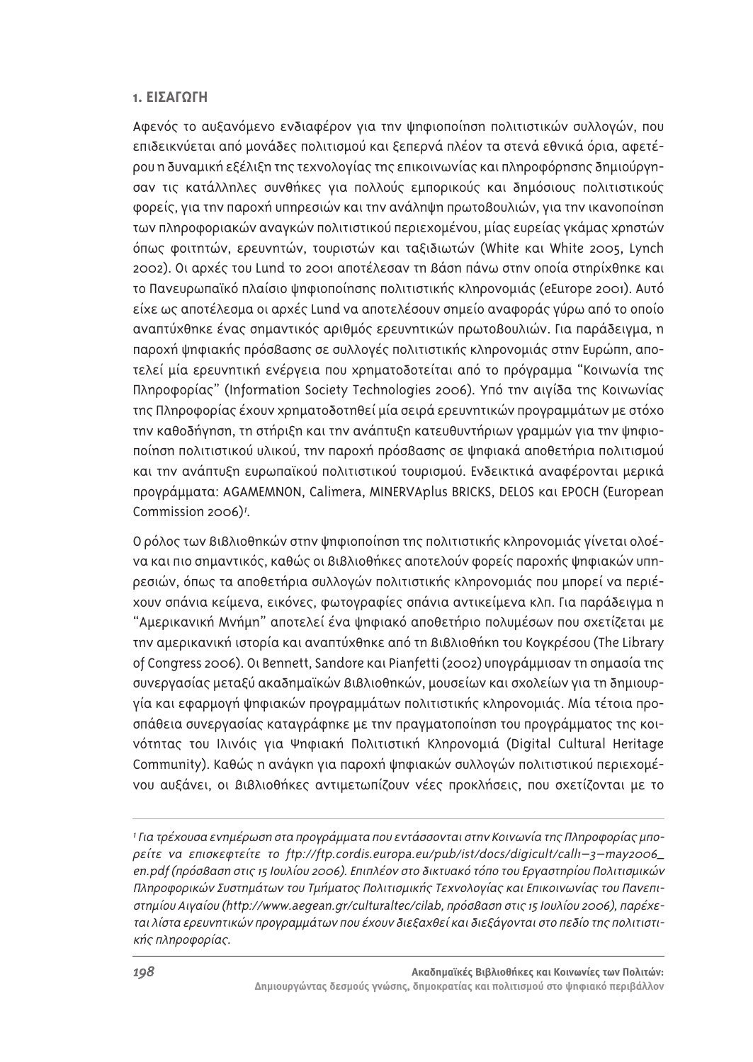## 1. ΕΙΣΑΓΩΓΗ

Αφενός το αυξανόμενο ενδιαφέρον για την ψηφιοποίηση πολιτιστικών συλλογών, που επιδεικνύεται από μονάδες πολιτισμού και ξεπερνά πλέον τα στενά εθνικά όρια, αφετέρου η δυναμική εξέλιξη της τεχνολογίας της επικοινωνίας και πληροφόρησης δημιούργησαν τις κατάλληλες συνθήκες για πολλούς εμπορικούς και δημόσιους πολιτιστικούς φορείς, για την παροχή υπηρεσιών και την ανάληψη πρωτοβουλιών, για την ικανοποίηση των πληροφοριακών αναγκών πολιτιστικού περιεχομένου, μίας ευρείας γκάμας χρηστών όπως φοιτητών, ερευνητών, τουριστών και ταξιδιωτών (White και White 2005, Lynch 2002). Οι αρχές του Lund το 2001 αποτέλεσαν τη βάση πάνω στην οποία στηρίχθηκε και το Πανευρωπαϊκό πλαίσιο ψηφιοποίησης πολιτιστικής κληρονομιάς (eEurope 2001). Αυτό είχε ως αποτέλεσμα οι αρχές Lund να αποτελέσουν σημείο αναφοράς γύρω από το οποίο αναπτύχθηκε ένας σημαντικός αριθμός ερευνητικών πρωτοβουλιών. Για παράδειγμα, η παροχή ψηφιακής πρόσβασης σε συλλογές πολιτιστικής κληρονομιάς στην Ευρώπη, αποτελεί μία ερευνητική ενέργεια που χρηματοδοτείται από το πρόγραμμα "Κοινωνία της Πληροφορίας" (Information Society Technologies 2006). Υπό την αιγίδα της Κοινωνίας της Πληροφορίας έχουν χρηματοδοτηθεί μία σειρά ερευνητικών προγραμμάτων με στόχο την καθοδήγηση, τη στήριξη και την ανάπτυξη κατευθυντήριων γραμμών για την ψηφιοποίηση πολιτιστικού υλικού, την παροχή πρόσβασης σε ψηφιακά αποθετήρια πολιτισμού και την ανάπτυξη ευρωπαϊκού πολιτιστικού τουρισμού. Ενδεικτικά αναφέρονται μερικά προγράμματα: AGAMEMNON, Calimera, MINERVAplus BRICKS, DELOS και EPOCH (European Commission 2006)[1].

Ο ρόλος των βιβλιοθηκών στην ψηφιοποίηση της πολιτιστικής κληρονομιάς γίνεται ολοένα και πιο σημαντικός, καθώς οι βιβλιοθήκες αποτελούν φορείς παροχής ψηφιακών υπηρεσιών, όπως τα αποθετήρια συλλογών πολιτιστικής κληρονομιάς που μπορεί να περιέχουν σπάνια κείμενα, εικόνες, φωτογραφίες σπάνια αντικείμενα κλπ. Για παράδειγμα η "Αμερικανική Μνήμη" αποτελεί ένα ψηφιακό αποθετήριο πολυμέσων που σχετίζεται με την αμερικανική ιστορία και αναπτύχθηκε από τη βιβλιοθήκη του Κογκρέσου (The Library of Congress 2006). Οι Bennett, Sandore και Pianfetti (2002) υπογράμμισαν τη σημασία της συνεργασίας μεταξύ ακαδημαϊκών βιβλιοθηκών, μουσείων και σχολείων για τη δημιουργία και εφαρμογή ψηφιακών προγραμμάτων πολιτιστικής κληρονομιάς. Μία τέτοια προσπάθεια συνεργασίας καταγράφηκε με την πραγματοποίηση του προγράμματος της κοινότητας του Ιλινόις για Ψηφιακή Πολιτιστική Κληρονομιά (Digital Cultural Heritage Community). Καθώς η ανάγκη για παροχή ψηφιακών συλλογών πολιτιστικού περιεχομένου αυξάνει, οι βιβλιοθήκες αντιμετωπίζουν νέες προκλήσεις, που σχετίζονται με το

---

[1] *Για τρέχουσα ενημέρωση στα προγράμματα που εντάσσονται στην Κοινωνία της Πληροφορίας μπορείτε να επισκεφτείτε το ftp://ftp.cordis.europa.eu/pub/ist/docs/digicult/call1–3–may2006_en.pdf (πρόσβαση στις 15 Ιουλίου 2006). Επιπλέον στο δικτυακό τόπο του Εργαστηρίου Πολιτισμικών Πληροφορικών Συστημάτων του Τμήματος Πολιτισμικής Τεχνολογίας και Επικοινωνίας του Πανεπιστημίου Αιγαίου (http://www.aegean.gr/culturaltec/cilab, πρόσβαση στις 15 Ιουλίου 2006), παρέχεται λίστα ερευνητικών προγραμμάτων που έχουν διεξαχθεί και διεξάγονται στο πεδίο της πολιτιστικής πληροφορίας.*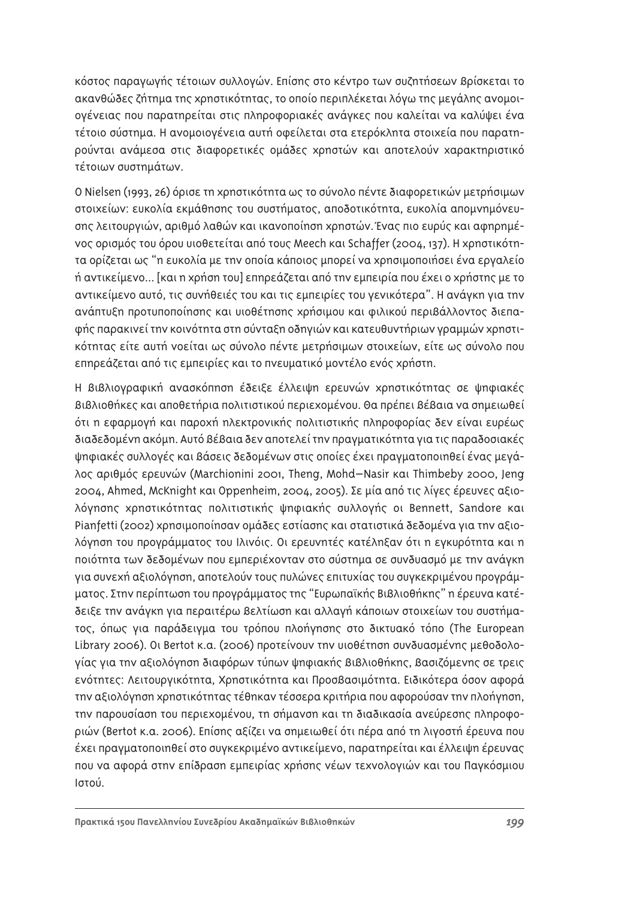κόστος παραγωγής τέτοιων συλλογών. Επίσης στο κέντρο των συζητήσεων βρίσκεται το ακανθώδες ζήτημα της χρηστικότητας, το οποίο περιπλέκεται λόγω της μεγάλης ανομοιογένειας που παρατηρείται στις πληροφοριακές ανάγκες που καλείται να καλύψει ένα τέτοιο σύστημα. Η ανομοιογένεια αυτή οφείλεται στα ετερόκλητα στοιχεία που παρατηρούνται ανάμεσα στις διαφορετικές ομάδες χρηστών και αποτελούν χαρακτηριστικό τέτοιων συστημάτων.

Ο Nielsen (1993, 26) όρισε τη χρηστικότητα ως το σύνολο πέντε διαφορετικών μετρήσιμων στοιχείων: ευκολία εκμάθησης του συστήματος, αποδοτικότητα, ευκολία απομνημόνευσης λειτουργιών, αριθμό λαθών και ικανοποίηση χρηστών. Ένας πιο ευρύς και αφηρημένος ορισμός του όρου υιοθετείται από τους Meech και Schaffer (2004, 137). Η χρηστικότητα ορίζεται ως "η ευκολία με την οποία κάποιος μπορεί να χρησιμοποιήσει ένα εργαλείο ή αντικείμενο... [και η χρήση του] επηρεάζεται από την εμπειρία που έχει ο χρήστης με το αντικείμενο αυτό, τις συνήθειές του και τις εμπειρίες του γενικότερα". Η ανάγκη για την ανάπτυξη προτυποποίησης και υιοθέτησης χρήσιμου και φιλικού περιβάλλοντος διεπαφής παρακινεί την κοινότητα στη σύνταξη οδηγιών και κατευθυντήριων γραμμών χρηστικότητας είτε αυτή νοείται ως σύνολο πέντε μετρήσιμων στοιχείων, είτε ως σύνολο που επηρεάζεται από τις εμπειρίες και το πνευματικό μοντέλο ενός χρήστη.

Η βιβλιογραφική ανασκόπηση έδειξε έλλειψη ερευνών χρηστικότητας σε ψηφιακές βιβλιοθήκες και αποθετήρια πολιτιστικού περιεχομένου. Θα πρέπει βέβαια να σημειωθεί ότι η εφαρμογή και παροχή ηλεκτρονικής πολιτιστικής πληροφορίας δεν είναι ευρέως διαδεδομένη ακόμη. Αυτό βέβαια δεν αποτελεί την πραγματικότητα για τις παραδοσιακές ψηφιακές συλλογές και βάσεις δεδομένων στις οποίες έχει πραγματοποιηθεί ένας μεγάλος αριθμός ερευνών (Marchionini 2001, Theng, Mohd–Nasir και Thimbeby 2000, Jeng 2004, Ahmed, McKnight και Oppenheim, 2004, 2005). Σε μία από τις λίγες έρευνες αξιολόγησης χρηστικότητας πολιτιστικής ψηφιακής συλλογής οι Bennett, Sandore και Pianfetti (2002) χρησιμοποίησαν ομάδες εστίασης και στατιστικά δεδομένα για την αξιολόγηση του προγράμματος του Ιλινόις. Οι ερευνητές κατέληξαν ότι η εγκυρότητα και η ποιότητα των δεδομένων που εμπεριέχονταν στο σύστημα σε συνδυασμό με την ανάγκη για συνεχή αξιολόγηση, αποτελούν τους πυλώνες επιτυχίας του συγκεκριμένου προγράμματος. Στην περίπτωση του προγράμματος της "Ευρωπαϊκής Βιβλιοθήκης" η έρευνα κατέδειξε την ανάγκη για περαιτέρω βελτίωση και αλλαγή κάποιων στοιχείων του συστήματος, όπως για παράδειγμα του τρόπου πλοήγησης στο δικτυακό τόπο (The European Library 2006). Οι Bertot κ.α. (2006) προτείνουν την υιοθέτηση συνδυασμένης μεθοδολογίας για την αξιολόγηση διαφόρων τύπων ψηφιακής βιβλιοθήκης, βασιζόμενης σε τρεις ενότητες: Λειτουργικότητα, Χρηστικότητα και Προσβασιμότητα. Ειδικότερα όσον αφορά την αξιολόγηση χρηστικότητας τέθηκαν τέσσερα κριτήρια που αφορούσαν την πλοήγηση, την παρουσίαση του περιεχομένου, τη σήμανση και τη διαδικασία ανεύρεσης πληροφοριών (Bertot κ.α. 2006). Επίσης αξίζει να σημειωθεί ότι πέρα από τη λιγοστή έρευνα που έχει πραγματοποιηθεί στο συγκεκριμένο αντικείμενο, παρατηρείται και έλλειψη έρευνας που να αφορά στην επίδραση εμπειρίας χρήσης νέων τεχνολογιών και του Παγκόσμιου Ιστού.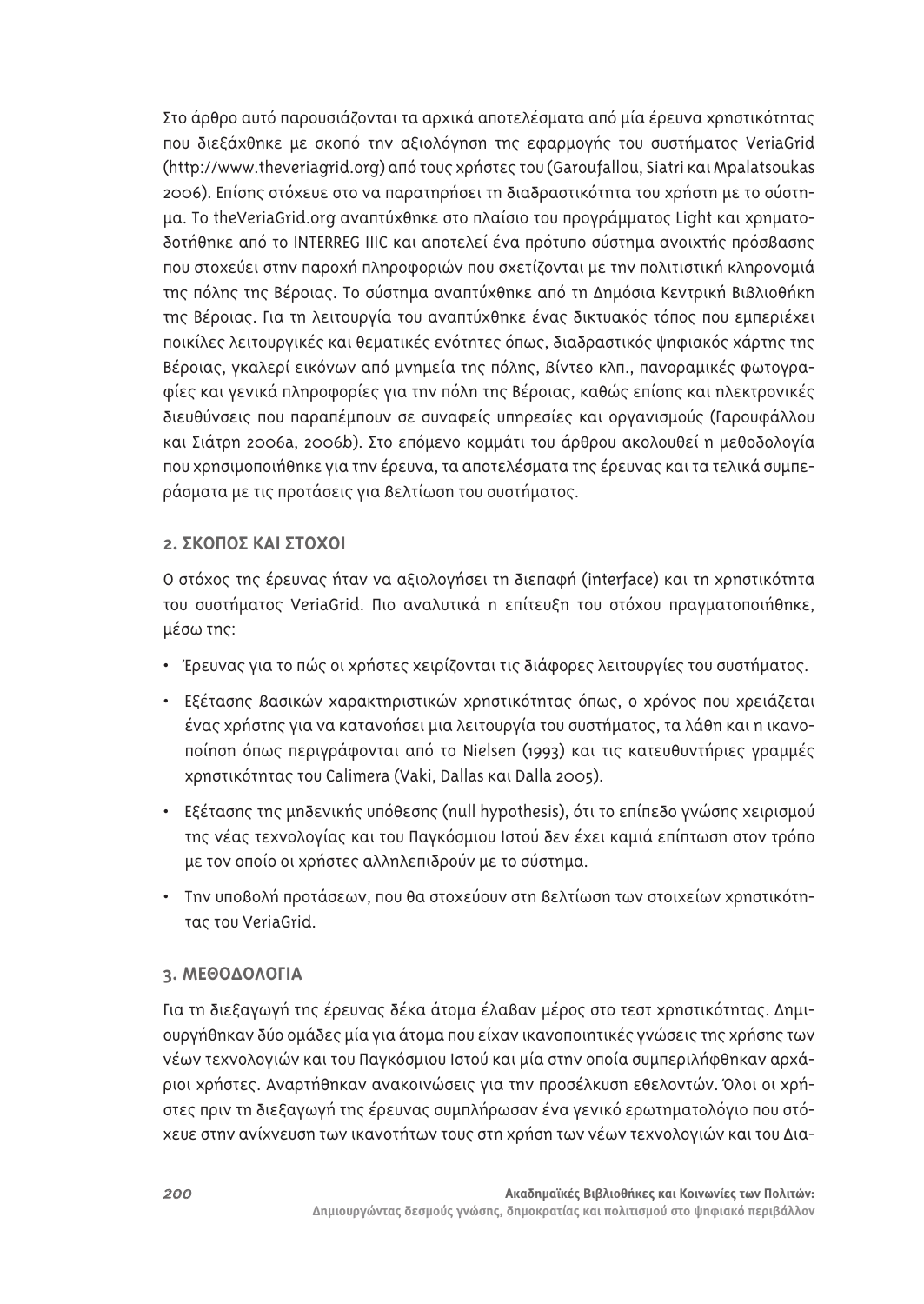Στο άρθρο αυτό παρουσιάζονται τα αρχικά αποτελέσματα από μία έρευνα χρηστικότητας που διεξάχθηκε με σκοπό την αξιολόγηση της εφαρμογής του συστήματος VeriaGrid (http://www.theveriagrid.org) από τους χρήστες του (Garoufallou, Siatri και Mpalatsoukas 2006). Επίσης στόχευε στο να παρατηρήσει τη διαδραστικότητα του χρήστη με το σύστημα. Το theVeriaGrid.org αναπτύχθηκε στο πλαίσιο του προγράμματος Light και χρηματοδοτήθηκε από το INTERREG IIIC και αποτελεί ένα πρότυπο σύστημα ανοιχτής πρόσβασης που στοχεύει στην παροχή πληροφοριών που σχετίζονται με την πολιτιστική κληρονομιά της πόλης της Βέροιας. Το σύστημα αναπτύχθηκε από τη Δημόσια Κεντρική Βιβλιοθήκη της Βέροιας. Για τη λειτουργία του αναπτύχθηκε ένας δικτυακός τόπος που εμπεριέχει ποικίλες λειτουργικές και θεματικές ενότητες όπως, διαδραστικός ψηφιακός χάρτης της Βέροιας, γκαλερί εικόνων από μνημεία της πόλης, βίντεο κλπ., πανοραμικές φωτογραφίες και γενικά πληροφορίες για την πόλη της Βέροιας, καθώς επίσης και ηλεκτρονικές διευθύνσεις που παραπέμπουν σε συναφείς υπηρεσίες και οργανισμούς (Γαρουφάλλου και Σιάτρη 2006a, 2006b). Στο επόμενο κομμάτι του άρθρου ακολουθεί η μεθοδολογία που χρησιμοποιήθηκε για την έρευνα, τα αποτελέσματα της έρευνας και τα τελικά συμπεράσματα με τις προτάσεις για βελτίωση του συστήματος.

## 2. ΣΚΟΠΟΣ ΚΑΙ ΣΤΟΧΟΙ

Ο στόχος της έρευνας ήταν να αξιολογήσει τη διεπαφή (interface) και τη χρηστικότητα του συστήματος VeriaGrid. Πιο αναλυτικά η επίτευξη του στόχου πραγματοποιήθηκε, μέσω της:

- Έρευνας για το πώς οι χρήστες χειρίζονται τις διάφορες λειτουργίες του συστήματος.
- Εξέτασης βασικών χαρακτηριστικών χρηστικότητας όπως, ο χρόνος που χρειάζεται ένας χρήστης για να κατανοήσει μια λειτουργία του συστήματος, τα λάθη και η ικανοποίηση όπως περιγράφονται από το Nielsen (1993) και τις κατευθυντήριες γραμμές χρηστικότητας του Calimera (Vaki, Dallas και Dalla 2005).
- Εξέτασης της μηδενικής υπόθεσης (null hypothesis), ότι το επίπεδο γνώσης χειρισμού της νέας τεχνολογίας και του Παγκόσμιου Ιστού δεν έχει καμιά επίπτωση στον τρόπο με τον οποίο οι χρήστες αλληλεπιδρούν με το σύστημα.
- Την υποβολή προτάσεων, που θα στοχεύουν στη βελτίωση των στοιχείων χρηστικότητας του VeriaGrid.

## 3. ΜΕΘΟΔΟΛΟΓΙΑ

Για τη διεξαγωγή της έρευνας δέκα άτομα έλαβαν μέρος στο τεστ χρηστικότητας. Δημιουργήθηκαν δύο ομάδες μία για άτομα που είχαν ικανοποιητικές γνώσεις της χρήσης των νέων τεχνολογιών και του Παγκόσμιου Ιστού και μία στην οποία συμπεριλήφθηκαν αρχάριοι χρήστες. Αναρτήθηκαν ανακοινώσεις για την προσέλκυση εθελοντών. Όλοι οι χρήστες πριν τη διεξαγωγή της έρευνας συμπλήρωσαν ένα γενικό ερωτηματολόγιο που στόχευε στην ανίχνευση των ικανοτήτων τους στη χρήση των νέων τεχνολογιών και του Δια-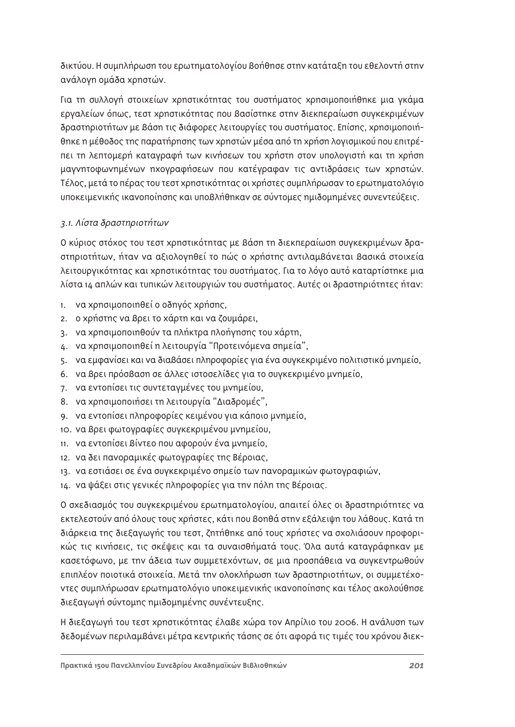δικτύου. Η συμπλήρωση του ερωτηματολογίου βοήθησε στην κατάταξη του εθελοντή στην ανάλογη ομάδα χρηστών.

Για τη συλλογή στοιχείων χρηστικότητας του συστήματος χρησιμοποιήθηκε μια γκάμα εργαλείων όπως, τεστ χρηστικότητας που βασίστηκε στην διεκπεραίωση συγκεκριμένων δραστηριοτήτων με βάση τις διάφορες λειτουργίες του συστήματος. Επίσης, χρησιμοποιήθηκε η μέθοδος της παρατήρησης των χρηστών μέσα από τη χρήση λογισμικού που επιτρέπει τη λεπτομερή καταγραφή των κινήσεων του χρήστη στον υπολογιστή και τη χρήση μαγνητοφωνημένων ηχογραφήσεων που κατέγραφαν τις αντιδράσεις των χρηστών. Τέλος, μετά το πέρας του τεστ χρηστικότητας οι χρήστες συμπλήρωσαν το ερωτηματολόγιο υποκειμενικής ικανοποίησης και υποβλήθηκαν σε σύντομες ημιδομημένες συνεντεύξεις.

### *3.1. Λίστα δραστηριοτήτων*

Ο κύριος στόχος του τεστ χρηστικότητας με βάση τη διεκπεραίωση συγκεκριμένων δραστηριοτήτων, ήταν να αξιολογηθεί το πώς ο χρήστης αντιλαμβάνεται βασικά στοιχεία λειτουργικότητας και χρηστικότητας του συστήματος. Για το λόγο αυτό καταρτίστηκε μια λίστα 14 απλών και τυπικών λειτουργιών του συστήματος. Αυτές οι δραστηριότητες ήταν:

1. να χρησιμοποιηθεί ο οδηγός χρήσης,
2. ο χρήστης να βρει το χάρτη και να ζουμάρει,
3. να χρησιμοποιηθούν τα πλήκτρα πλοήγησης του χάρτη,
4. να χρησιμοποιηθεί η λειτουργία "Προτεινόμενα σημεία",
5. να εμφανίσει και να διαβάσει πληροφορίες για ένα συγκεκριμένο πολιτιστικό μνημείο,
6. να βρει πρόσβαση σε άλλες ιστοσελίδες για το συγκεκριμένο μνημείο,
7. να εντοπίσει τις συντεταγμένες του μνημείου,
8. να χρησιμοποιήσει τη λειτουργία "Διαδρομές",
9. να εντοπίσει πληροφορίες κειμένου για κάποιο μνημείο,
10. να βρει φωτογραφίες συγκεκριμένου μνημείου,
11. να εντοπίσει βίντεο που αφορούν ένα μνημείο,
12. να δει πανοραμικές φωτογραφίες της Βέροιας,
13. να εστιάσει σε ένα συγκεκριμένο σημείο των πανοραμικών φωτογραφιών,
14. να ψάξει στις γενικές πληροφορίες για την πόλη της Βέροιας.

Ο σχεδιασμός του συγκεκριμένου ερωτηματολογίου, απαιτεί όλες οι δραστηριότητες να εκτελεστούν από όλους τους χρήστες, κάτι που βοηθά στην εξάλειψη του λάθους. Κατά τη διάρκεια της διεξαγωγής του τεστ, ζητήθηκε από τους χρήστες να σχολιάσουν προφορικώς τις κινήσεις, τις σκέψεις και τα συναισθήματά τους. Όλα αυτά καταγράφηκαν με κασετόφωνο, με την άδεια των συμμετεχόντων, σε μια προσπάθεια να συγκεντρωθούν επιπλέον ποιοτικά στοιχεία. Μετά την ολοκλήρωση των δραστηριοτήτων, οι συμμετέχοντες συμπλήρωσαν ερωτηματολόγιο υποκειμενικής ικανοποίησης και τέλος ακολούθησε διεξαγωγή σύντομης ημιδομημένης συνέντευξης.

Η διεξαγωγή του τεστ χρηστικότητας έλαβε χώρα τον Απρίλιο του 2006. Η ανάλυση των δεδομένων περιλαμβάνει μέτρα κεντρικής τάσης σε ότι αφορά τις τιμές του χρόνου διεκ-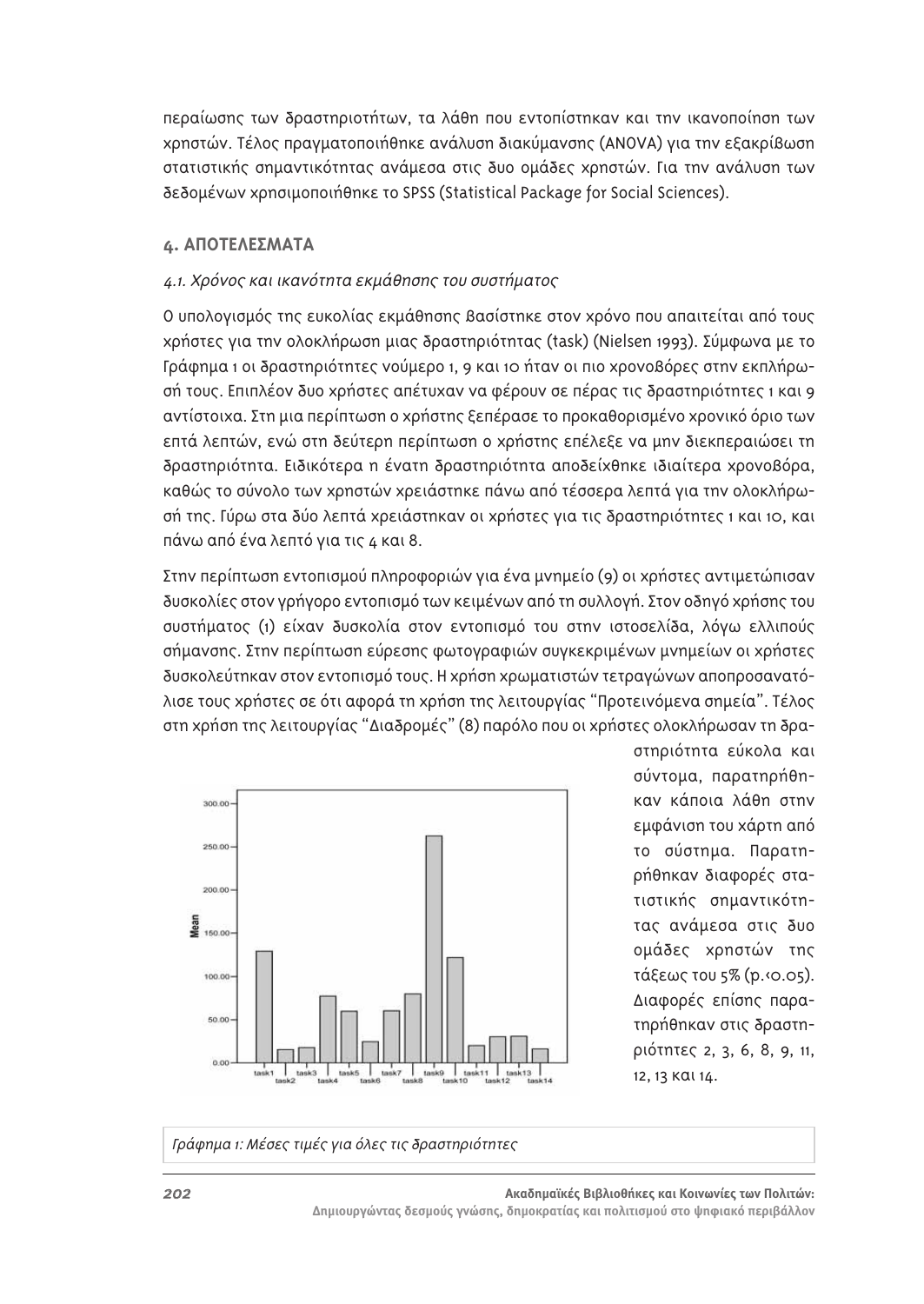περαίωσης των δραστηριοτήτων, τα λάθη που εντοπίστηκαν και την ικανοποίηση των χρηστών. Τέλος πραγματοποιήθηκε ανάλυση διακύμανσης (ANOVA) για την εξακρίβωση στατιστικής σημαντικότητας ανάμεσα στις δυο ομάδες χρηστών. Για την ανάλυση των δεδομένων χρησιμοποιήθηκε το SPSS (Statistical Package for Social Sciences).

## 4. ΑΠΟΤΕΛΕΣΜΑΤΑ

### *4.1. Χρόνος και ικανότητα εκμάθησης του συστήματος*

Ο υπολογισμός της ευκολίας εκμάθησης βασίστηκε στον χρόνο που απαιτείται από τους χρήστες για την ολοκλήρωση μιας δραστηριότητας (task) (Nielsen 1993). Σύμφωνα με το Γράφημα 1 οι δραστηριότητες νούμερο 1, 9 και 10 ήταν οι πιο χρονοβόρες στην εκπλήρωσή τους. Επιπλέον δυο χρήστες απέτυχαν να φέρουν σε πέρας τις δραστηριότητες 1 και 9 αντίστοιχα. Στη μια περίπτωση ο χρήστης ξεπέρασε το προκαθορισμένο χρονικό όριο των επτά λεπτών, ενώ στη δεύτερη περίπτωση ο χρήστης επέλεξε να μην διεκπεραιώσει τη δραστηριότητα. Ειδικότερα η ένατη δραστηριότητα αποδείχθηκε ιδιαίτερα χρονοβόρα, καθώς το σύνολο των χρηστών χρειάστηκε πάνω από τέσσερα λεπτά για την ολοκλήρωσή της. Γύρω στα δύο λεπτά χρειάστηκαν οι χρήστες για τις δραστηριότητες 1 και 10, και πάνω από ένα λεπτό για τις 4 και 8.

Στην περίπτωση εντοπισμού πληροφοριών για ένα μνημείο (9) οι χρήστες αντιμετώπισαν δυσκολίες στον γρήγορο εντοπισμό των κειμένων από τη συλλογή. Στον οδηγό χρήσης του συστήματος (1) είχαν δυσκολία στον εντοπισμό του στην ιστοσελίδα, λόγω ελλιπούς σήμανσης. Στην περίπτωση εύρεσης φωτογραφιών συγκεκριμένων μνημείων οι χρήστες δυσκολεύτηκαν στον εντοπισμό τους. Η χρήση χρωματιστών τετραγώνων αποπροσανατόλισε τους χρήστες σε ότι αφορά τη χρήση της λειτουργίας "Προτεινόμενα σημεία". Τέλος στη χρήση της λειτουργίας "Διαδρομές" (8) παρόλο που οι χρήστες ολοκλήρωσαν τη δραστηριότητα εύκολα και σύντομα, παρατηρήθηκαν κάποια λάθη στην εμφάνιση του χάρτη από το σύστημα. Παρατηρήθηκαν διαφορές στατιστικής σημαντικότητας ανάμεσα στις δυο ομάδες χρηστών της τάξεως του 5% ($p<0.05$). Διαφορές επίσης παρατηρήθηκαν στις δραστηριότητες 2, 3, 6, 8, 9, 11, 12, 13 και 14.

*Γράφημα 1: Μέσες τιμές για όλες τις δραστηριότητες*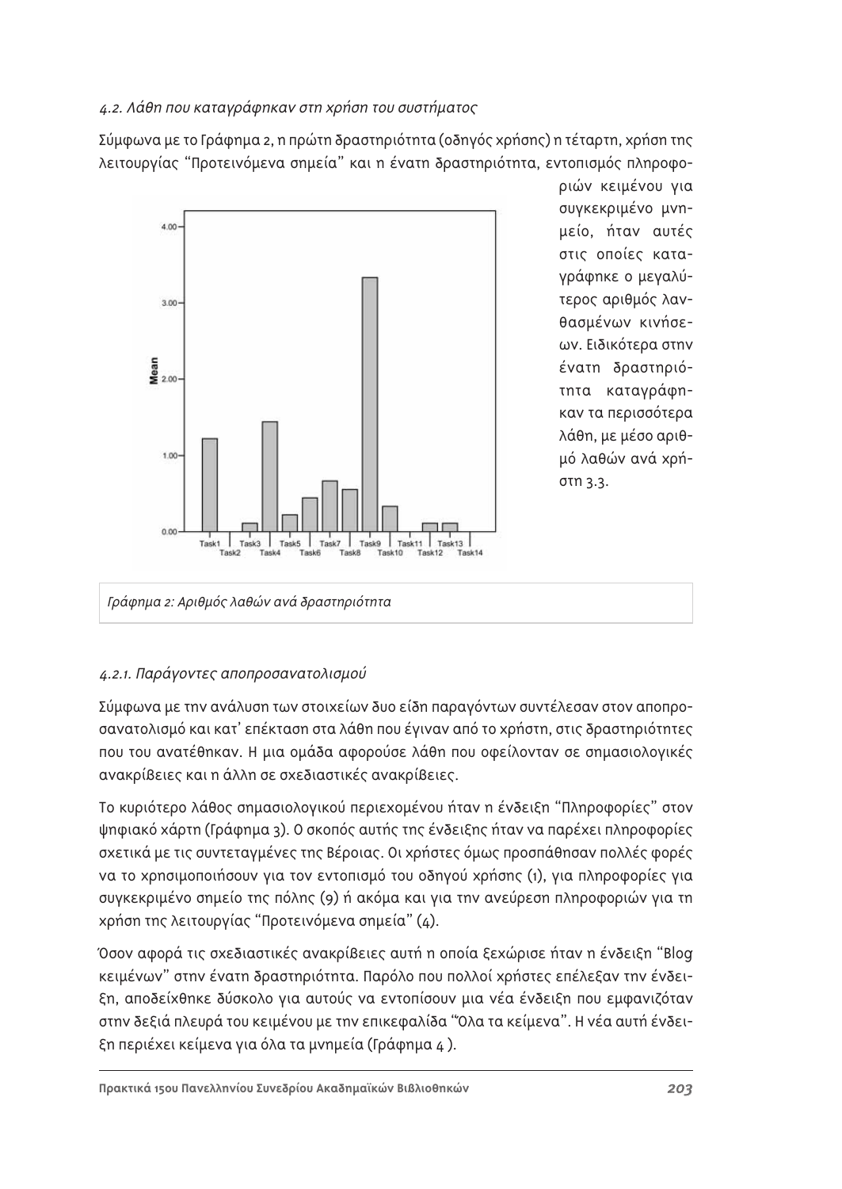### 4.2. Λάθη που καταγράφηκαν στη χρήση του συστήματος

Σύμφωνα με το Γράφημα 2, η πρώτη δραστηριότητα (οδηγός χρήσης) η τέταρτη, χρήση της λειτουργίας "Προτεινόμενα σημεία" και η ένατη δραστηριότητα, εντοπισμός πληροφοριών κειμένου για συγκεκριμένο μνημείο, ήταν αυτές στις οποίες καταγράφηκε ο μεγαλύτερος αριθμός λανθασμένων κινήσεων. Ειδικότερα στην ένατη δραστηριότητα καταγράφηκαν τα περισσότερα λάθη, με μέσο αριθμό λαθών ανά χρήστη 3.3.

*Γράφημα 2: Αριθμός λαθών ανά δραστηριότητα*

#### 4.2.1. Παράγοντες αποπροσανατολισμού

Σύμφωνα με την ανάλυση των στοιχείων δυο είδη παραγόντων συντέλεσαν στον αποπροσανατολισμό και κατ' επέκταση στα λάθη που έγιναν από το χρήστη, στις δραστηριότητες που του ανατέθηκαν. Η μια ομάδα αφορούσε λάθη που οφείλονταν σε σημασιολογικές ανακρίβειες και η άλλη σε σχεδιαστικές ανακρίβειες.

Το κυριότερο λάθος σημασιολογικού περιεχομένου ήταν η ένδειξη "Πληροφορίες" στον ψηφιακό χάρτη (Γράφημα 3). Ο σκοπός αυτής της ένδειξης ήταν να παρέχει πληροφορίες σχετικά με τις συντεταγμένες της Βέροιας. Οι χρήστες όμως προσπάθησαν πολλές φορές να το χρησιμοποιήσουν για τον εντοπισμό του οδηγού χρήσης (1), για πληροφορίες για συγκεκριμένο σημείο της πόλης (9) ή ακόμα και για την ανεύρεση πληροφοριών για τη χρήση της λειτουργίας "Προτεινόμενα σημεία" (4).

Όσον αφορά τις σχεδιαστικές ανακρίβειες αυτή η οποία ξεχώρισε ήταν η ένδειξη "Blog κειμένων" στην ένατη δραστηριότητα. Παρόλο που πολλοί χρήστες επέλεξαν την ένδειξη, αποδείχθηκε δύσκολο για αυτούς να εντοπίσουν μια νέα ένδειξη που εμφανιζόταν στην δεξιά πλευρά του κειμένου με την επικεφαλίδα "Όλα τα κείμενα". Η νέα αυτή ένδειξη περιέχει κείμενα για όλα τα μνημεία (Γράφημα 4 ).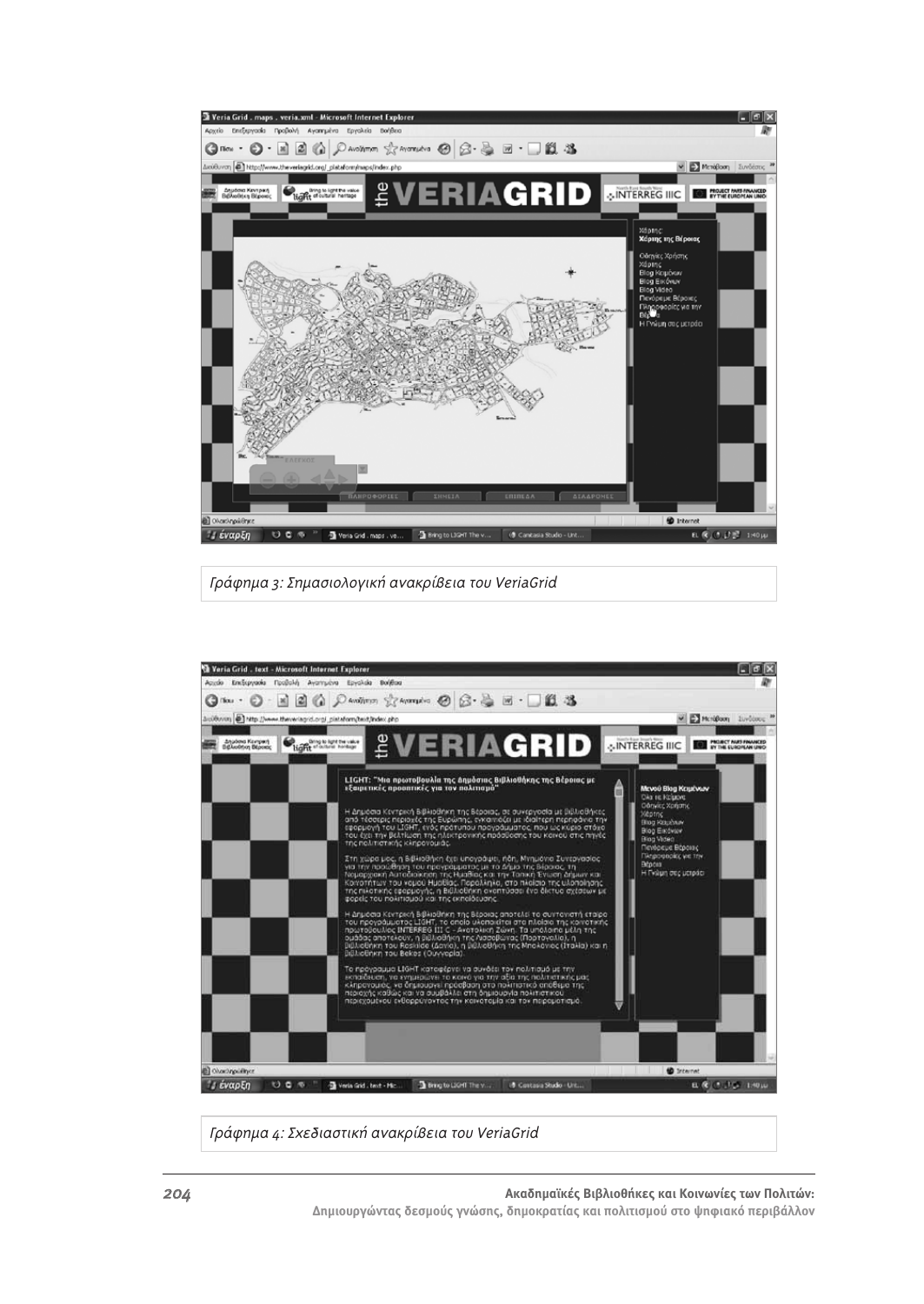*Γράφημα 3: Σημασιολογική ανακρίβεια του VeriaGrid*

*Γράφημα 4: Σχεδιαστική ανακρίβεια του VeriaGrid*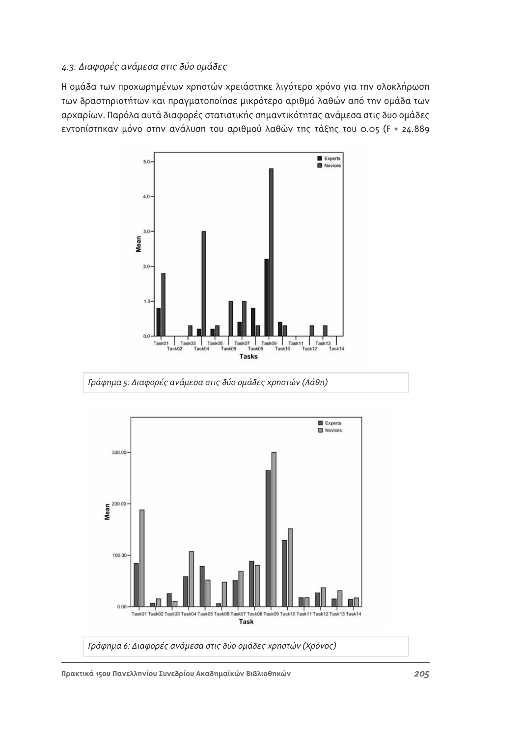### *4.3. Διαφορές ανάμεσα στις δύο ομάδες*

Η ομάδα των προχωρημένων χρηστών χρειάστηκε λιγότερο χρόνο για την ολοκλήρωση των δραστηριοτήτων και πραγματοποίησε μικρότερο αριθμό λαθών από την ομάδα των αρχαρίων. Παρόλα αυτά διαφορές στατιστικής σημαντικότητας ανάμεσα στις δυο ομάδες εντοπίστηκαν μόνο στην ανάλυση του αριθμού λαθών της τάξης του 0.05 (F = 24.889

*Γράφημα 5: Διαφορές ανάμεσα στις δύο ομάδες χρηστών (Λάθη)*

*Γράφημα 6: Διαφορές ανάμεσα στις δύο ομάδες χρηστών (Χρόνος)*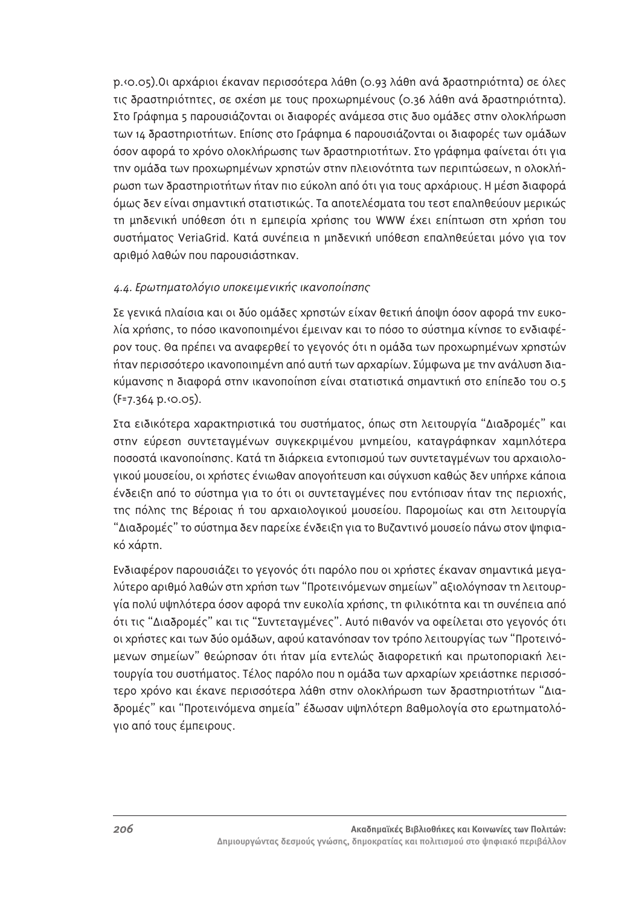$p<0.05$).Οι αρχάριοι έκαναν περισσότερα λάθη (0.93 λάθη ανά δραστηριότητα) σε όλες τις δραστηριότητες, σε σχέση με τους προχωρημένους (0.36 λάθη ανά δραστηριότητα). Στο Γράφημα 5 παρουσιάζονται οι διαφορές ανάμεσα στις δυο ομάδες στην ολοκλήρωση των 14 δραστηριοτήτων. Επίσης στο Γράφημα 6 παρουσιάζονται οι διαφορές των ομάδων όσον αφορά το χρόνο ολοκλήρωσης των δραστηριοτήτων. Στο γράφημα φαίνεται ότι για την ομάδα των προχωρημένων χρηστών στην πλειονότητα των περιπτώσεων, η ολοκλήρωση των δραστηριοτήτων ήταν πιο εύκολη από ότι για τους αρχάριους. Η μέση διαφορά όμως δεν είναι σημαντική στατιστικώς. Τα αποτελέσματα του τεστ επαληθεύουν μερικώς τη μηδενική υπόθεση ότι η εμπειρία χρήσης του WWW έχει επίπτωση στη χρήση του συστήματος VeriaGrid. Κατά συνέπεια η μηδενική υπόθεση επαληθεύεται μόνο για τον αριθμό λαθών που παρουσιάστηκαν.

### *4.4. Ερωτηματολόγιο υποκειμενικής ικανοποίησης*

Σε γενικά πλαίσια και οι δύο ομάδες χρηστών είχαν θετική άποψη όσον αφορά την ευκολία χρήσης, το πόσο ικανοποιημένοι έμειναν και το πόσο το σύστημα κίνησε το ενδιαφέρον τους. Θα πρέπει να αναφερθεί το γεγονός ότι η ομάδα των προχωρημένων χρηστών ήταν περισσότερο ικανοποιημένη από αυτή των αρχαρίων. Σύμφωνα με την ανάλυση διακύμανσης η διαφορά στην ικανοποίηση είναι στατιστικά σημαντική στο επίπεδο του 0.5 ($F=7.364$ $p<0.05$).

Στα ειδικότερα χαρακτηριστικά του συστήματος, όπως στη λειτουργία "Διαδρομές" και στην εύρεση συντεταγμένων συγκεκριμένου μνημείου, καταγράφηκαν χαμηλότερα ποσοστά ικανοποίησης. Κατά τη διάρκεια εντοπισμού των συντεταγμένων του αρχαιολογικού μουσείου, οι χρήστες ένιωθαν απογοήτευση και σύγχυση καθώς δεν υπήρχε κάποια ένδειξη από το σύστημα για το ότι οι συντεταγμένες που εντόπισαν ήταν της περιοχής, της πόλης της Βέροιας ή του αρχαιολογικού μουσείου. Παρομοίως και στη λειτουργία "Διαδρομές" το σύστημα δεν παρείχε ένδειξη για το Βυζαντινό μουσείο πάνω στον ψηφιακό χάρτη.

Ενδιαφέρον παρουσιάζει το γεγονός ότι παρόλο που οι χρήστες έκαναν σημαντικά μεγαλύτερο αριθμό λαθών στη χρήση των "Προτεινόμενων σημείων" αξιολόγησαν τη λειτουργία πολύ υψηλότερα όσον αφορά την ευκολία χρήσης, τη φιλικότητα και τη συνέπεια από ότι τις "Διαδρομές" και τις "Συντεταγμένες". Αυτό πιθανόν να οφείλεται στο γεγονός ότι οι χρήστες και των δύο ομάδων, αφού κατανόησαν τον τρόπο λειτουργίας των "Προτεινόμενων σημείων" θεώρησαν ότι ήταν μία εντελώς διαφορετική και πρωτοποριακή λειτουργία του συστήματος. Τέλος παρόλο που η ομάδα των αρχαρίων χρειάστηκε περισσότερο χρόνο και έκανε περισσότερα λάθη στην ολοκλήρωση των δραστηριοτήτων "Διαδρομές" και "Προτεινόμενα σημεία" έδωσαν υψηλότερη βαθμολογία στο ερωτηματολόγιο από τους έμπειρους.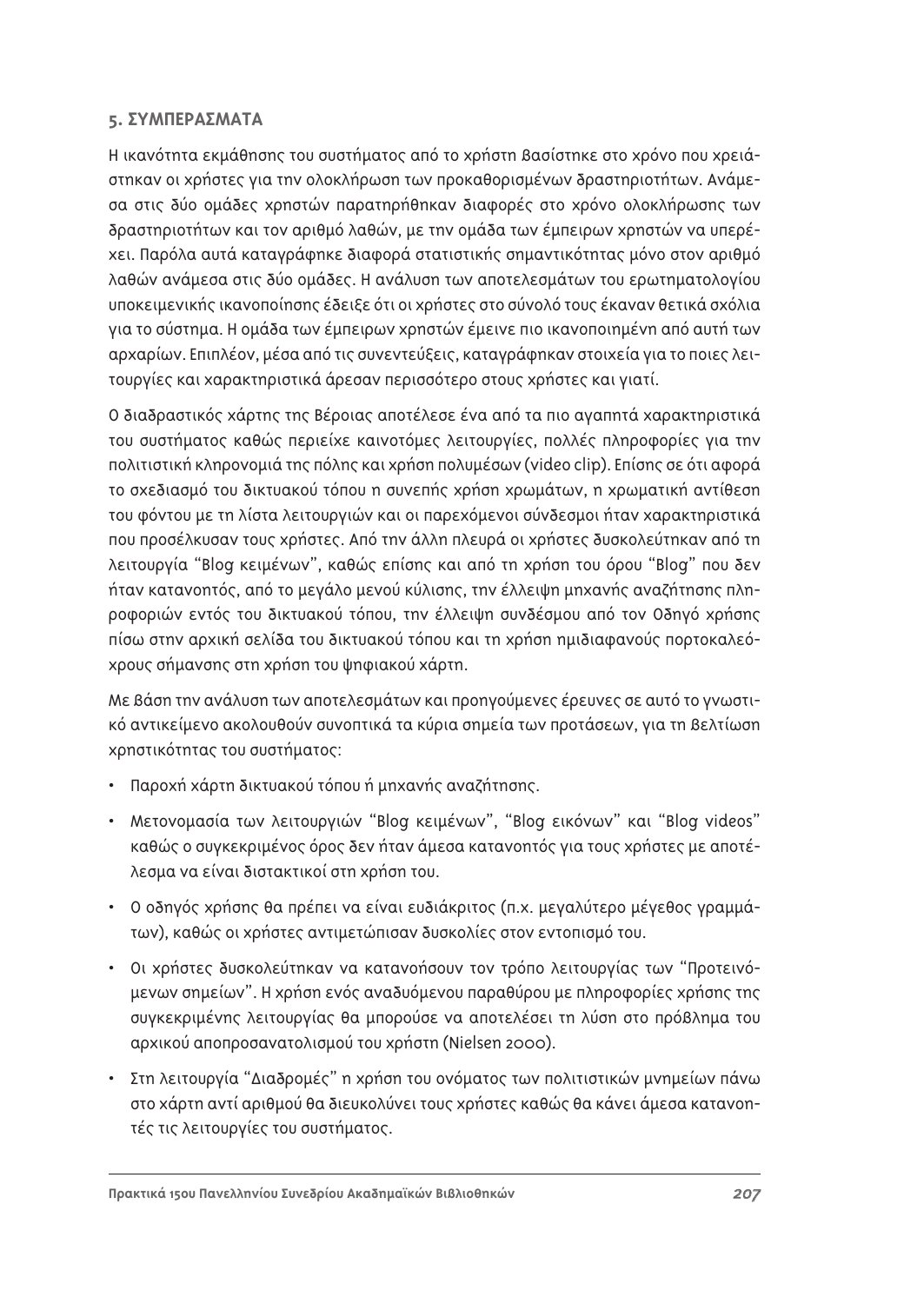## 5. ΣΥΜΠΕΡΑΣΜΑΤΑ

Η ικανότητα εκμάθησης του συστήματος από το χρήστη βασίστηκε στο χρόνο που χρειάστηκαν οι χρήστες για την ολοκλήρωση των προκαθορισμένων δραστηριοτήτων. Ανάμεσα στις δύο ομάδες χρηστών παρατηρήθηκαν διαφορές στο χρόνο ολοκλήρωσης των δραστηριοτήτων και τον αριθμό λαθών, με την ομάδα των έμπειρων χρηστών να υπερέχει. Παρόλα αυτά καταγράφηκε διαφορά στατιστικής σημαντικότητας μόνο στον αριθμό λαθών ανάμεσα στις δύο ομάδες. Η ανάλυση των αποτελεσμάτων του ερωτηματολογίου υποκειμενικής ικανοποίησης έδειξε ότι οι χρήστες στο σύνολό τους έκαναν θετικά σχόλια για το σύστημα. Η ομάδα των έμπειρων χρηστών έμεινε πιο ικανοποιημένη από αυτή των αρχαρίων. Επιπλέον, μέσα από τις συνεντεύξεις, καταγράφηκαν στοιχεία για το ποιες λειτουργίες και χαρακτηριστικά άρεσαν περισσότερο στους χρήστες και γιατί.

Ο διαδραστικός χάρτης της Βέροιας αποτέλεσε ένα από τα πιο αγαπητά χαρακτηριστικά του συστήματος καθώς περιείχε καινοτόμες λειτουργίες, πολλές πληροφορίες για την πολιτιστική κληρονομιά της πόλης και χρήση πολυμέσων (video clip). Επίσης σε ότι αφορά το σχεδιασμό του δικτυακού τόπου η συνεπής χρήση χρωμάτων, η χρωματική αντίθεση του φόντου με τη λίστα λειτουργιών και οι παρεχόμενοι σύνδεσμοι ήταν χαρακτηριστικά που προσέλκυσαν τους χρήστες. Από την άλλη πλευρά οι χρήστες δυσκολεύτηκαν από τη λειτουργία "Blog κειμένων", καθώς επίσης και από τη χρήση του όρου "Blog" που δεν ήταν κατανοητός, από το μεγάλο μενού κύλισης, την έλλειψη μηχανής αναζήτησης πληροφοριών εντός του δικτυακού τόπου, την έλλειψη συνδέσμου από τον Οδηγό χρήσης πίσω στην αρχική σελίδα του δικτυακού τόπου και τη χρήση ημιδιαφανούς πορτοκαλεόχρους σήμανσης στη χρήση του ψηφιακού χάρτη.

Με βάση την ανάλυση των αποτελεσμάτων και προηγούμενες έρευνες σε αυτό το γνωστικό αντικείμενο ακολουθούν συνοπτικά τα κύρια σημεία των προτάσεων, για τη βελτίωση χρηστικότητας του συστήματος:

- Παροχή χάρτη δικτυακού τόπου ή μηχανής αναζήτησης.
- Μετονομασία των λειτουργιών "Blog κειμένων", "Blog εικόνων" και "Blog videos" καθώς ο συγκεκριμένος όρος δεν ήταν άμεσα κατανοητός για τους χρήστες με αποτέλεσμα να είναι διστακτικοί στη χρήση του.
- Ο οδηγός χρήσης θα πρέπει να είναι ευδιάκριτος (π.χ. μεγαλύτερο μέγεθος γραμμάτων), καθώς οι χρήστες αντιμετώπισαν δυσκολίες στον εντοπισμό του.
- Οι χρήστες δυσκολεύτηκαν να κατανοήσουν τον τρόπο λειτουργίας των "Προτεινόμενων σημείων". Η χρήση ενός αναδυόμενου παραθύρου με πληροφορίες χρήσης της συγκεκριμένης λειτουργίας θα μπορούσε να αποτελέσει τη λύση στο πρόβλημα του αρχικού αποπροσανατολισμού του χρήστη (Nielsen 2000).
- Στη λειτουργία "Διαδρομές" η χρήση του ονόματος των πολιτιστικών μνημείων πάνω στο χάρτη αντί αριθμού θα διευκολύνει τους χρήστες καθώς θα κάνει άμεσα κατανοητές τις λειτουργίες του συστήματος.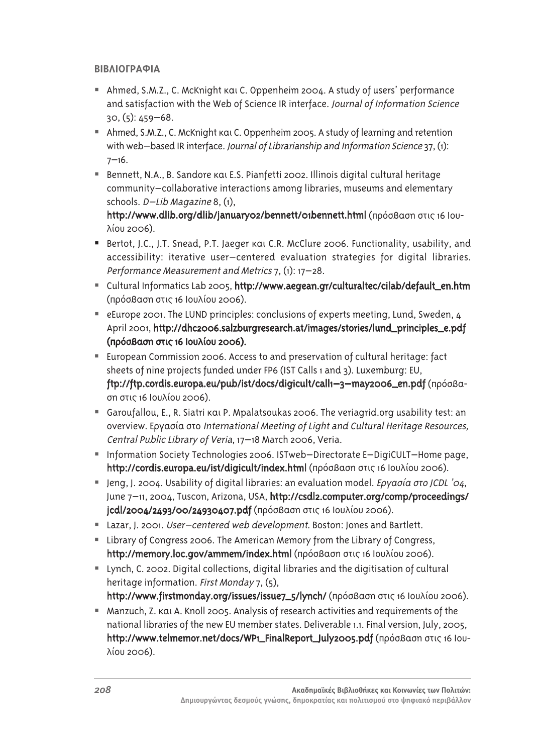## ΒΙΒΛΙΟΓΡΑΦΙΑ

- Ahmed, S.M.Z., C. McKnight και C. Oppenheim 2004. A study of users' performance and satisfaction with the Web of Science IR interface. *Journal of Information Science* 30, (5): 459–68.
- Ahmed, S.M.Z., C. McKnight και C. Oppenheim 2005. A study of learning and retention with web–based IR interface. *Journal of Librarianship and Information Science* 37, (1): 7–16.
- Bennett, N.A., B. Sandore και E.S. Pianfetti 2002. Illinois digital cultural heritage community–collaborative interactions among libraries, museums and elementary schools. *D–Lib Magazine* 8, (1), **http://www.dlib.org/dlib/january02/bennett/01bennett.html** (πρόσβαση στις 16 Ιουλίου 2006).
- Bertot, J.C., J.T. Snead, P.T. Jaeger και C.R. McClure 2006. Functionality, usability, and accessibility: iterative user–centered evaluation strategies for digital libraries. *Performance Measurement and Metrics* 7, (1): 17–28.
- Cultural Informatics Lab 2005, **http://www.aegean.gr/culturaltec/cilab/default_en.htm** (πρόσβαση στις 16 Ιουλίου 2006).
- eEurope 2001. The LUND principles: conclusions of experts meeting, Lund, Sweden, 4 April 2001, **http://dhc2006.salzburgresearch.at/images/stories/lund_principles_e.pdf (πρόσβαση στις 16 Ιουλίου 2006).**
- European Commission 2006. Access to and preservation of cultural heritage: fact sheets of nine projects funded under FP6 (IST Calls 1 and 3). Luxemburg: EU, **ftp://ftp.cordis.europa.eu/pub/ist/docs/digicult/call1–3–may2006_en.pdf** (πρόσβαση στις 16 Ιουλίου 2006).
- Garoufallou, E., R. Siatri και P. Mpalatsoukas 2006. The veriagrid.org usability test: an overview. Εργασία στο *International Meeting of Light and Cultural Heritage Resources, Central Public Library of Veria*, 17–18 March 2006, Veria.
- Information Society Technologies 2006. ISTweb–Directorate E–DigiCULT–Home page, **http://cordis.europa.eu/ist/digicult/index.html** (πρόσβαση στις 16 Ιουλίου 2006).
- Jeng, J. 2004. Usability of digital libraries: an evaluation model. *Εργασία στο JCDL '04*, June 7–11, 2004, Tuscon, Arizona, USA, **http://csdl2.computer.org/comp/proceedings/jcdl/2004/2493/00/24930407.pdf** (πρόσβαση στις 16 Ιουλίου 2006).
- Lazar, J. 2001. *User–centered web development*. Boston: Jones and Bartlett.
- Library of Congress 2006. The American Memory from the Library of Congress, **http://memory.loc.gov/ammem/index.html** (πρόσβαση στις 16 Ιουλίου 2006).
- Lynch, C. 2002. Digital collections, digital libraries and the digitisation of cultural heritage information. *First Monday* 7, (5), **http://www.firstmonday.org/issues/issue7_5/lynch/** (πρόσβαση στις 16 Ιουλίου 2006).
- Manzuch, Z. και A. Knoll 2005. Analysis of research activities and requirements of the national libraries of the new EU member states. Deliverable 1.1. Final version, July, 2005, **http://www.telmemor.net/docs/WP1_FinalReport_July2005.pdf** (πρόσβαση στις 16 Ιουλίου 2006).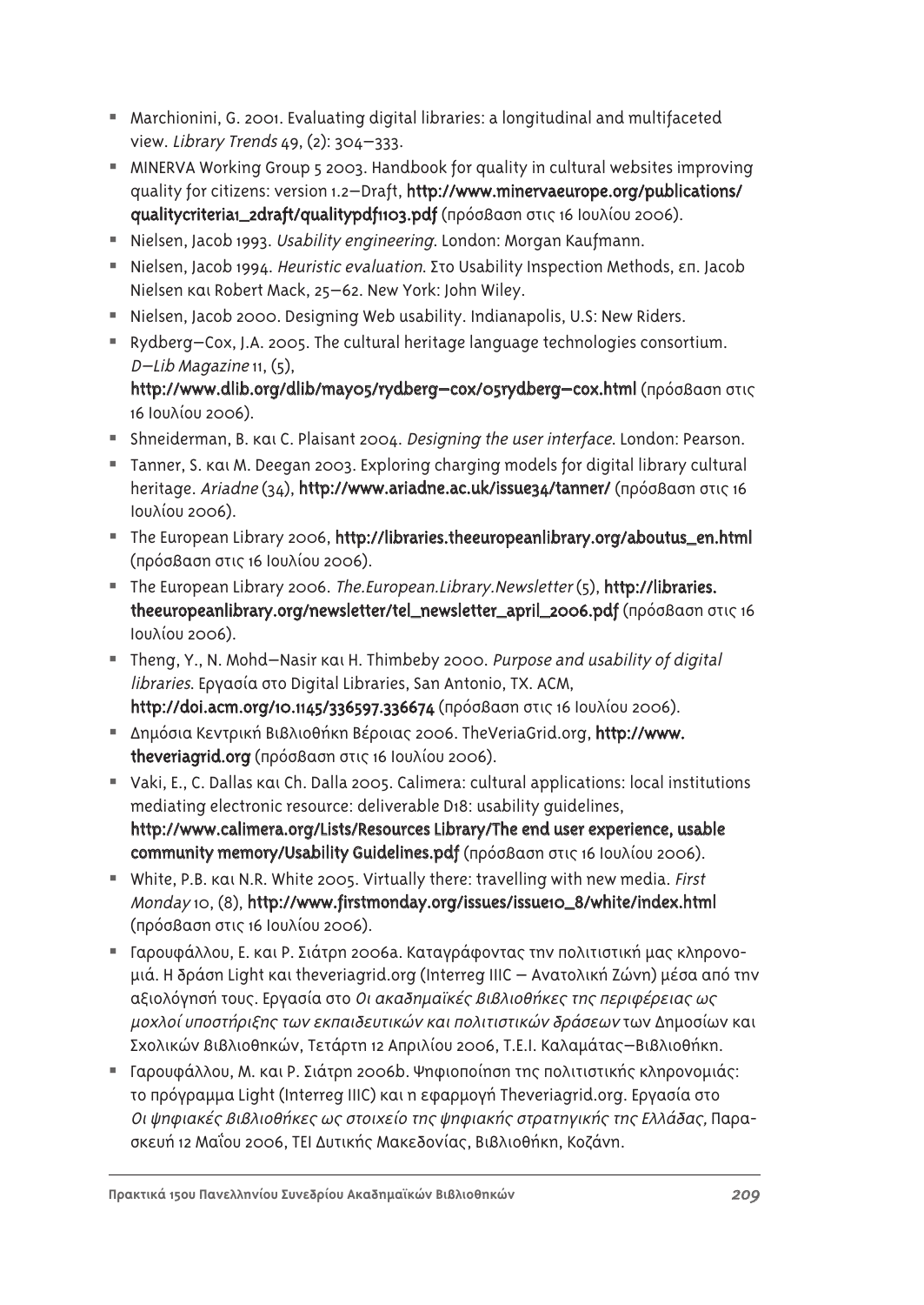- Marchionini, G. 2001. Evaluating digital libraries: a longitudinal and multifaceted view. *Library Trends* 49, (2): 304–333.
- MINERVA Working Group 5 2003. Handbook for quality in cultural websites improving quality for citizens: version 1.2–Draft, **http://www.minervaeurope.org/publications/qualitycriteria1_2draft/qualitypdf1103.pdf** (πρόσβαση στις 16 Ιουλίου 2006).
- Nielsen, Jacob 1993. *Usability engineering*. London: Morgan Kaufmann.
- Nielsen, Jacob 1994. *Heuristic evaluation*. Στο Usability Inspection Methods, επ. Jacob Nielsen και Robert Mack, 25–62. New York: John Wiley.
- Nielsen, Jacob 2000. Designing Web usability. Indianapolis, U.S: New Riders.
- Rydberg–Cox, J.A. 2005. The cultural heritage language technologies consortium. *D–Lib Magazine* 11, (5), **http://www.dlib.org/dlib/may05/rydberg–cox/05rydberg–cox.html** (πρόσβαση στις 16 Ιουλίου 2006).
- Shneiderman, B. και C. Plaisant 2004. *Designing the user interface*. London: Pearson.
- Tanner, S. και M. Deegan 2003. Exploring charging models for digital library cultural heritage. *Ariadne* (34), **http://www.ariadne.ac.uk/issue34/tanner/** (πρόσβαση στις 16 Ιουλίου 2006).
- The European Library 2006, **http://libraries.theeuropeanlibrary.org/aboutus_en.html** (πρόσβαση στις 16 Ιουλίου 2006).
- The European Library 2006. *The.European.Library.Newsletter* (5), **http://libraries.theeuropeanlibrary.org/newsletter/tel_newsletter_april_2006.pdf** (πρόσβαση στις 16 Ιουλίου 2006).
- Theng, Y., N. Mohd–Nasir και H. Thimbeby 2000. *Purpose and usability of digital libraries*. Εργασία στο Digital Libraries, San Antonio, TX. ACM, **http://doi.acm.org/10.1145/336597.336674** (πρόσβαση στις 16 Ιουλίου 2006).
- Δημόσια Κεντρική Βιβλιοθήκη Βέροιας 2006. TheVeriaGrid.org, **http://www.theveriagrid.org** (πρόσβαση στις 16 Ιουλίου 2006).
- Vaki, E., C. Dallas και Ch. Dalla 2005. Calimera: cultural applications: local institutions mediating electronic resource: deliverable D18: usability guidelines, **http://www.calimera.org/Lists/Resources Library/The end user experience, usable community memory/Usability Guidelines.pdf** (πρόσβαση στις 16 Ιουλίου 2006).
- White, P.B. και N.R. White 2005. Virtually there: travelling with new media. *First Monday* 10, (8), **http://www.firstmonday.org/issues/issue10_8/white/index.html** (πρόσβαση στις 16 Ιουλίου 2006).
- Γαρουφάλλου, Ε. και Ρ. Σιάτρη 2006a. Καταγράφοντας την πολιτιστική μας κληρονομιά. Η δράση Light και theveriagrid.org (Interreg IIIC – Ανατολική Ζώνη) μέσα από την αξιολόγησή τους. Εργασία στο *Οι ακαδημαϊκές βιβλιοθήκες της περιφέρειας ως μοχλοί υποστήριξης των εκπαιδευτικών και πολιτιστικών δράσεων* των Δημοσίων και Σχολικών Βιβλιοθηκών, Τετάρτη 12 Απριλίου 2006, Τ.Ε.Ι. Καλαμάτας–Βιβλιοθήκη.
- Γαρουφάλλου, Μ. και Ρ. Σιάτρη 2006b. Ψηφιοποίηση της πολιτιστικής κληρονομιάς: το πρόγραμμα Light (Interreg IIIC) και η εφαρμογή Theveriagrid.org. Εργασία στο *Οι ψηφιακές βιβλιοθήκες ως στοιχείο της ψηφιακής στρατηγικής της Ελλάδας*, Παρασκευή 12 Μαΐου 2006, ΤΕΙ Δυτικής Μακεδονίας, Βιβλιοθήκη, Κοζάνη.